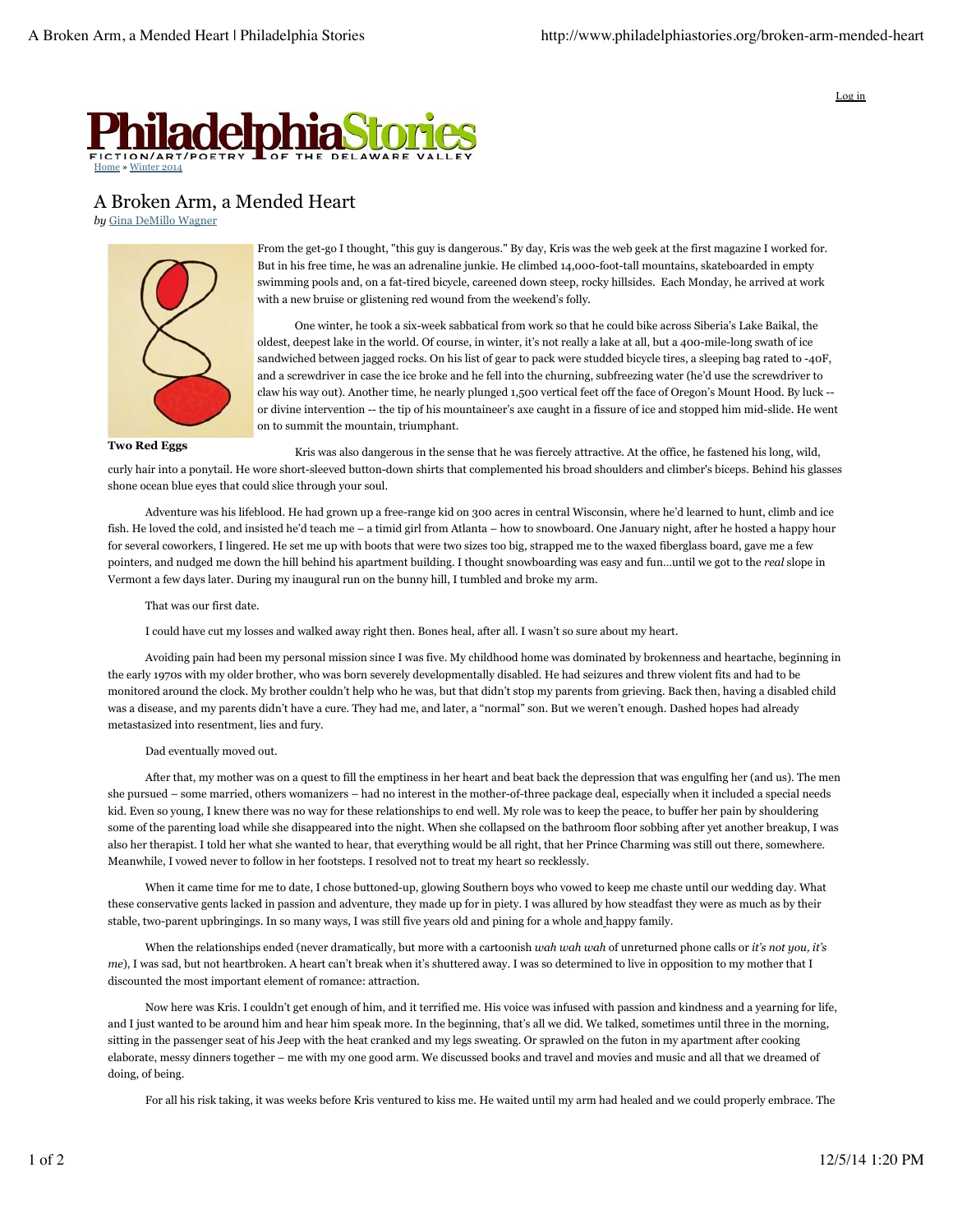Log in

Home » Winter 2014

# A Broken Arm, a Mended Heart

*by* Gina DeMillo Wagner

**Two Red Eggs**

From the get-go I thought, "this guy is dangerous." By day, Kris was the web geek at the first magazine I worked for. But in his free time, he was an adrenaline junkie. He climbed 14,000-foot-tall mountains, skateboarded in empty swimming pools and, on a fat-tired bicycle, careened down steep, rocky hillsides. Each Monday, he arrived at work with a new bruise or glistening red wound from the weekend's folly.

One winter, he took a six-week sabbatical from work so that he could bike across Siberia's Lake Baikal, the oldest, deepest lake in the world. Of course, in winter, it's not really a lake at all, but a 400-mile-long swath of ice sandwiched between jagged rocks. On his list of gear to pack were studded bicycle tires, a sleeping bag rated to -40F, and a screwdriver in case the ice broke and he fell into the churning, subfreezing water (he'd use the screwdriver to claw his way out). Another time, he nearly plunged 1,500 vertical feet off the face of Oregon's Mount Hood. By luck -- or divine intervention -- the tip of his mountaineer's axe caught in a fissure of ice and stopped him mid-slide. He went on to summit the mountain, triumphant.

Kris was also dangerous in the sense that he was fiercely attractive. At the office, he fastened his long, wild, curly hair into a ponytail. He wore short-sleeved button-down shirts that complemented his broad shoulders and climber's biceps. Behind his glasses shone ocean blue eyes that could slice through your soul.

Adventure was his lifeblood. He had grown up a free-range kid on 300 acres in central Wisconsin, where he'd learned to hunt, climb and ice fish. He loved the cold, and insisted he'd teach me – a timid girl from Atlanta – how to snowboard. One January night, after he hosted a happy hour for several coworkers, I lingered. He set me up with boots that were two sizes too big, strapped me to the waxed fiberglass board, gave me a few pointers, and nudged me down the hill behind his apartment building. I thought snowboarding was easy and fun…until we got to the *real* slope in Vermont a few days later. During my inaugural run on the bunny hill, I tumbled and broke my arm.

That was our first date.

I could have cut my losses and walked away right then. Bones heal, after all. I wasn't so sure about my heart.

Avoiding pain had been my personal mission since I was five. My childhood home was dominated by brokenness and heartache, beginning in the early 1970s with my older brother, who was born severely developmentally disabled. He had seizures and threw violent fits and had to be monitored around the clock. My brother couldn't help who he was, but that didn't stop my parents from grieving. Back then, having a disabled child was a disease, and my parents didn't have a cure. They had me, and later, a "normal" son. But we weren't enough. Dashed hopes had already metastasized into resentment, lies and fury.

Dad eventually moved out.

After that, my mother was on a quest to fill the emptiness in her heart and beat back the depression that was engulfing her (and us). The men she pursued – some married, others womanizers – had no interest in the mother-of-three package deal, especially when it included a special needs kid. Even so young, I knew there was no way for these relationships to end well. My role was to keep the peace, to buffer her pain by shouldering some of the parenting load while she disappeared into the night. When she collapsed on the bathroom floor sobbing after yet another breakup, I was also her therapist. I told her what she wanted to hear, that everything would be all right, that her Prince Charming was still out there, somewhere. Meanwhile, I vowed never to follow in her footsteps. I resolved not to treat my heart so recklessly.

When it came time for me to date, I chose buttoned-up, glowing Southern boys who vowed to keep me chaste until our wedding day. What these conservative gents lacked in passion and adventure, they made up for in piety. I was allured by how steadfast they were as much as by their stable, two-parent upbringings. In so many ways, I was still five years old and pining for a whole and happy family.

When the relationships ended (never dramatically, but more with a cartoonish *wah wah wah* of unreturned phone calls or *it's not you, it's me*), I was sad, but not heartbroken. A heart can't break when it's shuttered away. I was so determined to live in opposition to my mother that I discounted the most important element of romance: attraction.

Now here was Kris. I couldn't get enough of him, and it terrified me. His voice was infused with passion and kindness and a yearning for life, and I just wanted to be around him and hear him speak more. In the beginning, that's all we did. We talked, sometimes until three in the morning, sitting in the passenger seat of his Jeep with the heat cranked and my legs sweating. Or sprawled on the futon in my apartment after cooking elaborate, messy dinners together – me with my one good arm. We discussed books and travel and movies and music and all that we dreamed of doing, of being.

For all his risk taking, it was weeks before Kris ventured to kiss me. He waited until my arm had healed and we could properly embrace. The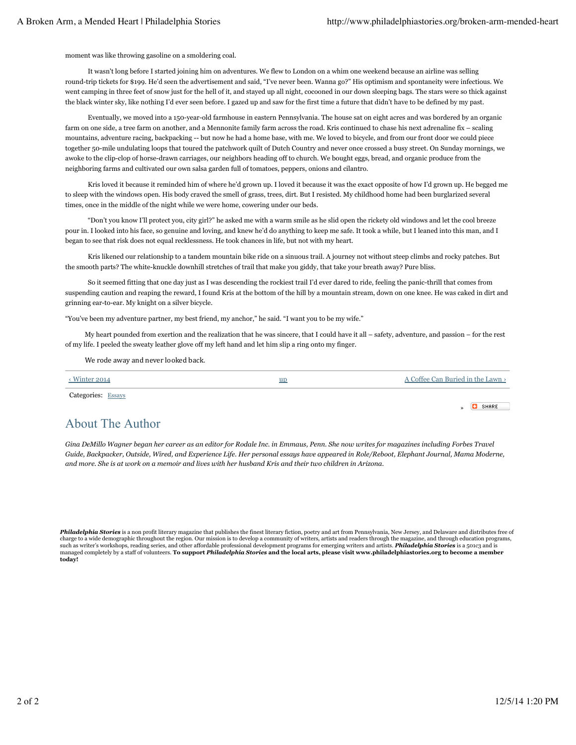moment was like throwing gasoline on a smoldering coal.

It wasn't long before I started joining him on adventures. We flew to London on a whim one weekend because an airline was selling round-trip tickets for $199. He'd seen the advertisement and said, "I've never been. Wanna go?" His optimism and spontaneity were infectious. We went camping in three feet of snow just for the hell of it, and stayed up all night, cocooned in our down sleeping bags. The stars were so thick against the black winter sky, like nothing I'd ever seen before. I gazed up and saw for the first time a future that didn't have to be defined by my past.

Eventually, we moved into a 150-year-old farmhouse in eastern Pennsylvania. The house sat on eight acres and was bordered by an organic farm on one side, a tree farm on another, and a Mennonite family farm across the road. Kris continued to chase his next adrenaline fix – scaling mountains, adventure racing, backpacking -- but now he had a home base, with me. We loved to bicycle, and from our front door we could piece together 50-mile undulating loops that toured the patchwork quilt of Dutch Country and never once crossed a busy street. On Sunday mornings, we awoke to the clip-clop of horse-drawn carriages, our neighbors heading off to church. We bought eggs, bread, and organic produce from the neighboring farms and cultivated our own salsa garden full of tomatoes, peppers, onions and cilantro.

Kris loved it because it reminded him of where he'd grown up. I loved it because it was the exact opposite of how I'd grown up. He begged me to sleep with the windows open. His body craved the smell of grass, trees, dirt. But I resisted. My childhood home had been burglarized several times, once in the middle of the night while we were home, cowering under our beds.

"Don't you know I'll protect you, city girl?" he asked me with a warm smile as he slid open the rickety old windows and let the cool breeze pour in. I looked into his face, so genuine and loving, and knew he'd do anything to keep me safe. It took a while, but I leaned into this man, and I began to see that risk does not equal recklessness. He took chances in life, but not with my heart.

Kris likened our relationship to a tandem mountain bike ride on a sinuous trail. A journey not without steep climbs and rocky patches. But the smooth parts? The white-knuckle downhill stretches of trail that make you giddy, that take your breath away? Pure bliss.

So it seemed fitting that one day just as I was descending the rockiest trail I'd ever dared to ride, feeling the panic-thrill that comes from suspending caution and reaping the reward, I found Kris at the bottom of the hill by a mountain stream, down on one knee. He was caked in dirt and grinning ear-to-ear. My knight on a silver bicycle.

"You've been my adventure partner, my best friend, my anchor," he said. "I want you to be my wife."

My heart pounded from exertion and the realization that he was sincere, that I could have it all – safety, adventure, and passion – for the rest of my life. I peeled the sweaty leather glove off my left hand and let him slip a ring onto my finger.

We rode away and never looked back.

‹ Winter 2014 | up | A Coffee Can Buried in the Lawn ›

Categories: Essays

» SHARE

## About The Author

*Gina DeMillo Wagner began her career as an editor for Rodale Inc. in Emmaus, Penn. She now writes for magazines including Forbes Travel Guide, Backpacker, Outside, Wired, and Experience Life. Her personal essays have appeared in Role/Reboot, Elephant Journal, Mama Moderne, and more. She is at work on a memoir and lives with her husband Kris and their two children in Arizona.*

***Philadelphia Stories*** is a non profit literary magazine that publishes the finest literary fiction, poetry and art from Pennsylvania, New Jersey, and Delaware and distributes free of charge to a wide demographic throughout the region. Our mission is to develop a community of writers, artists and readers through the magazine, and through education programs, such as writer's workshops, reading series, and other affordable professional development programs for emerging writers and artists. ***Philadelphia Stories*** is a 501c3 and is managed completely by a staff of volunteers. **To support *Philadelphia Stories* and the local arts, please visit www.philadelphiastories.org to become a member today!**